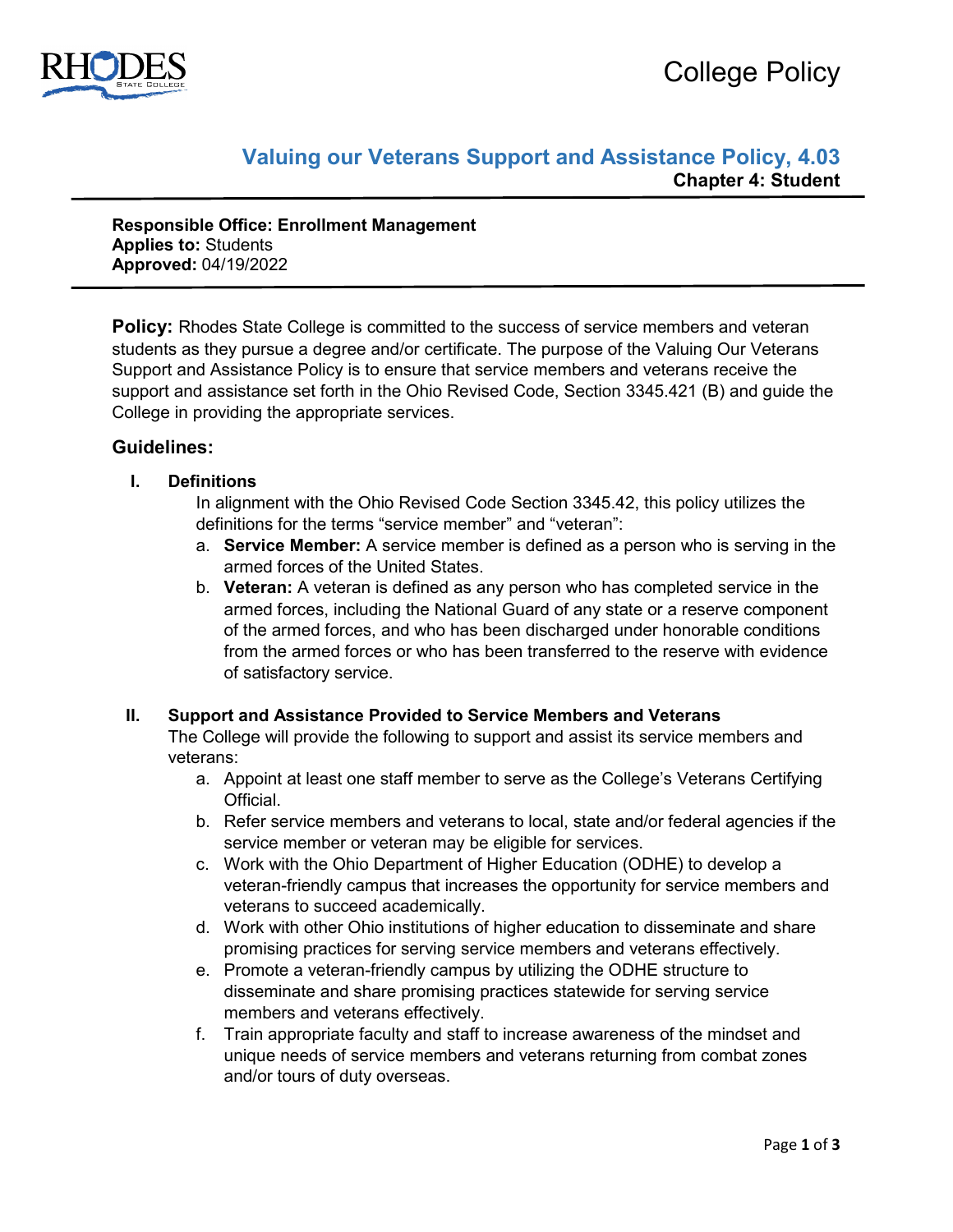College Policy

# Valuing our Veterans Support and Assistance Policy, 4.03

**Chapter 4: Student**

**Responsible Office: Enrollment Management**
**Applies to:** Students
**Approved:** 04/19/2022

**Policy:** Rhodes State College is committed to the success of service members and veteran students as they pursue a degree and/or certificate. The purpose of the Valuing Our Veterans Support and Assistance Policy is to ensure that service members and veterans receive the support and assistance set forth in the Ohio Revised Code, Section 3345.421 (B) and guide the College in providing the appropriate services.

## Guidelines:

### I. Definitions

In alignment with the Ohio Revised Code Section 3345.42, this policy utilizes the definitions for the terms “service member” and “veteran”:

a. **Service Member:** A service member is defined as a person who is serving in the armed forces of the United States.
b. **Veteran:** A veteran is defined as any person who has completed service in the armed forces, including the National Guard of any state or a reserve component of the armed forces, and who has been discharged under honorable conditions from the armed forces or who has been transferred to the reserve with evidence of satisfactory service.

### II. Support and Assistance Provided to Service Members and Veterans

The College will provide the following to support and assist its service members and veterans:

a. Appoint at least one staff member to serve as the College’s Veterans Certifying Official.
b. Refer service members and veterans to local, state and/or federal agencies if the service member or veteran may be eligible for services.
c. Work with the Ohio Department of Higher Education (ODHE) to develop a veteran-friendly campus that increases the opportunity for service members and veterans to succeed academically.
d. Work with other Ohio institutions of higher education to disseminate and share promising practices for serving service members and veterans effectively.
e. Promote a veteran-friendly campus by utilizing the ODHE structure to disseminate and share promising practices statewide for serving service members and veterans effectively.
f. Train appropriate faculty and staff to increase awareness of the mindset and unique needs of service members and veterans returning from combat zones and/or tours of duty overseas.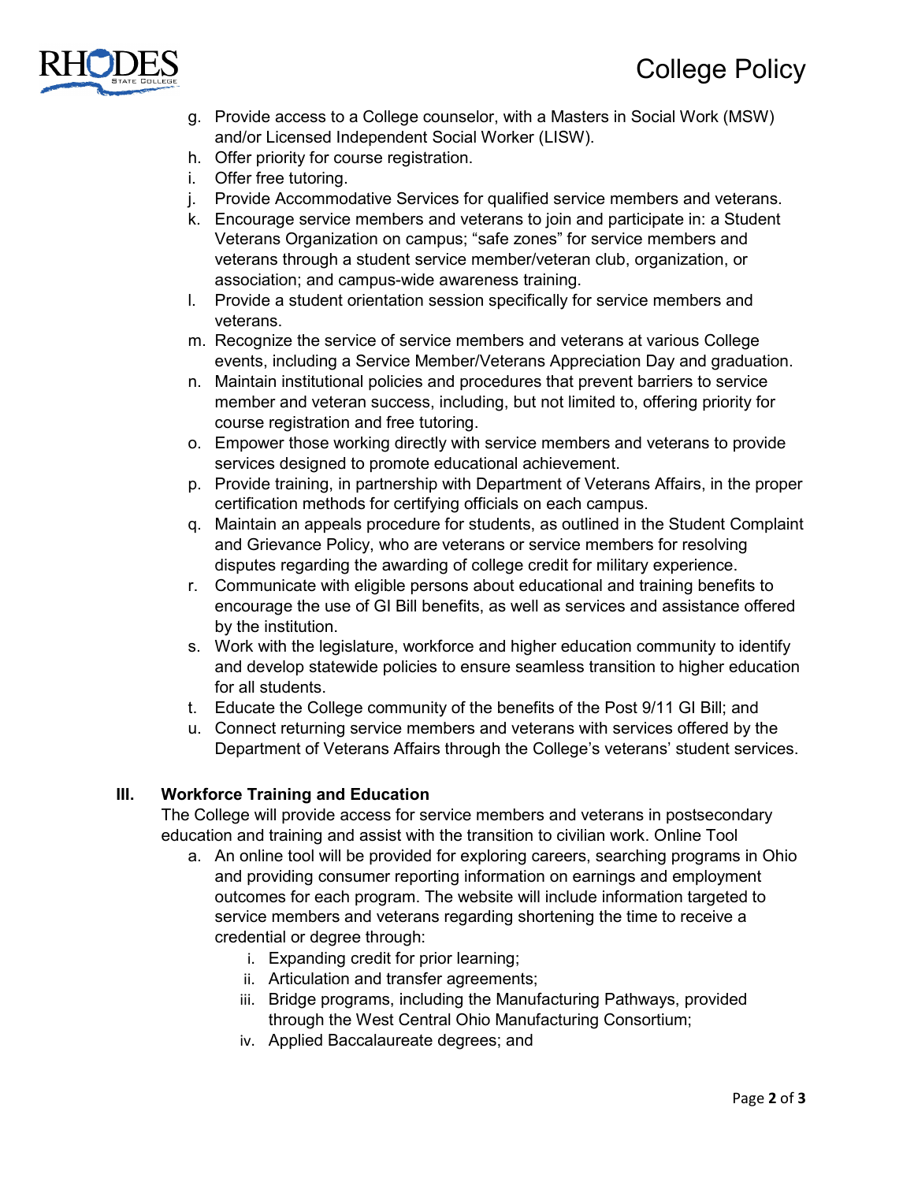g. Provide access to a College counselor, with a Masters in Social Work (MSW) and/or Licensed Independent Social Worker (LISW).
h. Offer priority for course registration.
i. Offer free tutoring.
j. Provide Accommodative Services for qualified service members and veterans.
k. Encourage service members and veterans to join and participate in: a Student Veterans Organization on campus; "safe zones" for service members and veterans through a student service member/veteran club, organization, or association; and campus-wide awareness training.
l. Provide a student orientation session specifically for service members and veterans.
m. Recognize the service of service members and veterans at various College events, including a Service Member/Veterans Appreciation Day and graduation.
n. Maintain institutional policies and procedures that prevent barriers to service member and veteran success, including, but not limited to, offering priority for course registration and free tutoring.
o. Empower those working directly with service members and veterans to provide services designed to promote educational achievement.
p. Provide training, in partnership with Department of Veterans Affairs, in the proper certification methods for certifying officials on each campus.
q. Maintain an appeals procedure for students, as outlined in the Student Complaint and Grievance Policy, who are veterans or service members for resolving disputes regarding the awarding of college credit for military experience.
r. Communicate with eligible persons about educational and training benefits to encourage the use of GI Bill benefits, as well as services and assistance offered by the institution.
s. Work with the legislature, workforce and higher education community to identify and develop statewide policies to ensure seamless transition to higher education for all students.
t. Educate the College community of the benefits of the Post 9/11 GI Bill; and
u. Connect returning service members and veterans with services offered by the Department of Veterans Affairs through the College's veterans' student services.

## III. Workforce Training and Education

The College will provide access for service members and veterans in postsecondary education and training and assist with the transition to civilian work. Online Tool

a. An online tool will be provided for exploring careers, searching programs in Ohio and providing consumer reporting information on earnings and employment outcomes for each program. The website will include information targeted to service members and veterans regarding shortening the time to receive a credential or degree through:
    i. Expanding credit for prior learning;
    ii. Articulation and transfer agreements;
    iii. Bridge programs, including the Manufacturing Pathways, provided through the West Central Ohio Manufacturing Consortium;
    iv. Applied Baccalaureate degrees; and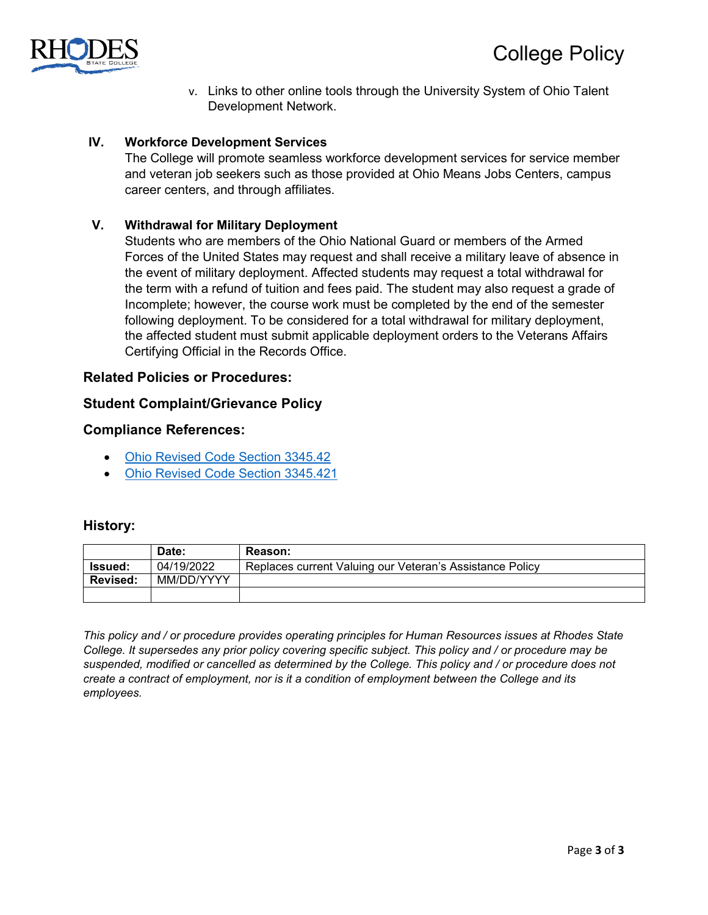v. Links to other online tools through the University System of Ohio Talent Development Network.

**IV. Workforce Development Services**

The College will promote seamless workforce development services for service member and veteran job seekers such as those provided at Ohio Means Jobs Centers, campus career centers, and through affiliates.

**V. Withdrawal for Military Deployment**

Students who are members of the Ohio National Guard or members of the Armed Forces of the United States may request and shall receive a military leave of absence in the event of military deployment. Affected students may request a total withdrawal for the term with a refund of tuition and fees paid. The student may also request a grade of Incomplete; however, the course work must be completed by the end of the semester following deployment. To be considered for a total withdrawal for military deployment, the affected student must submit applicable deployment orders to the Veterans Affairs Certifying Official in the Records Office.

### Related Policies or Procedures:

### Student Complaint/Grievance Policy

### Compliance References:

- Ohio Revised Code Section 3345.42
- Ohio Revised Code Section 3345.421

### History:

| | Date: | Reason: |
|---|---|---|
| **Issued:** | 04/19/2022 | Replaces current Valuing our Veteran's Assistance Policy |
| **Revised:** | MM/DD/YYYY | |
| | | |

*This policy and / or procedure provides operating principles for Human Resources issues at Rhodes State College. It supersedes any prior policy covering specific subject. This policy and / or procedure may be suspended, modified or cancelled as determined by the College. This policy and / or procedure does not create a contract of employment, nor is it a condition of employment between the College and its employees.*